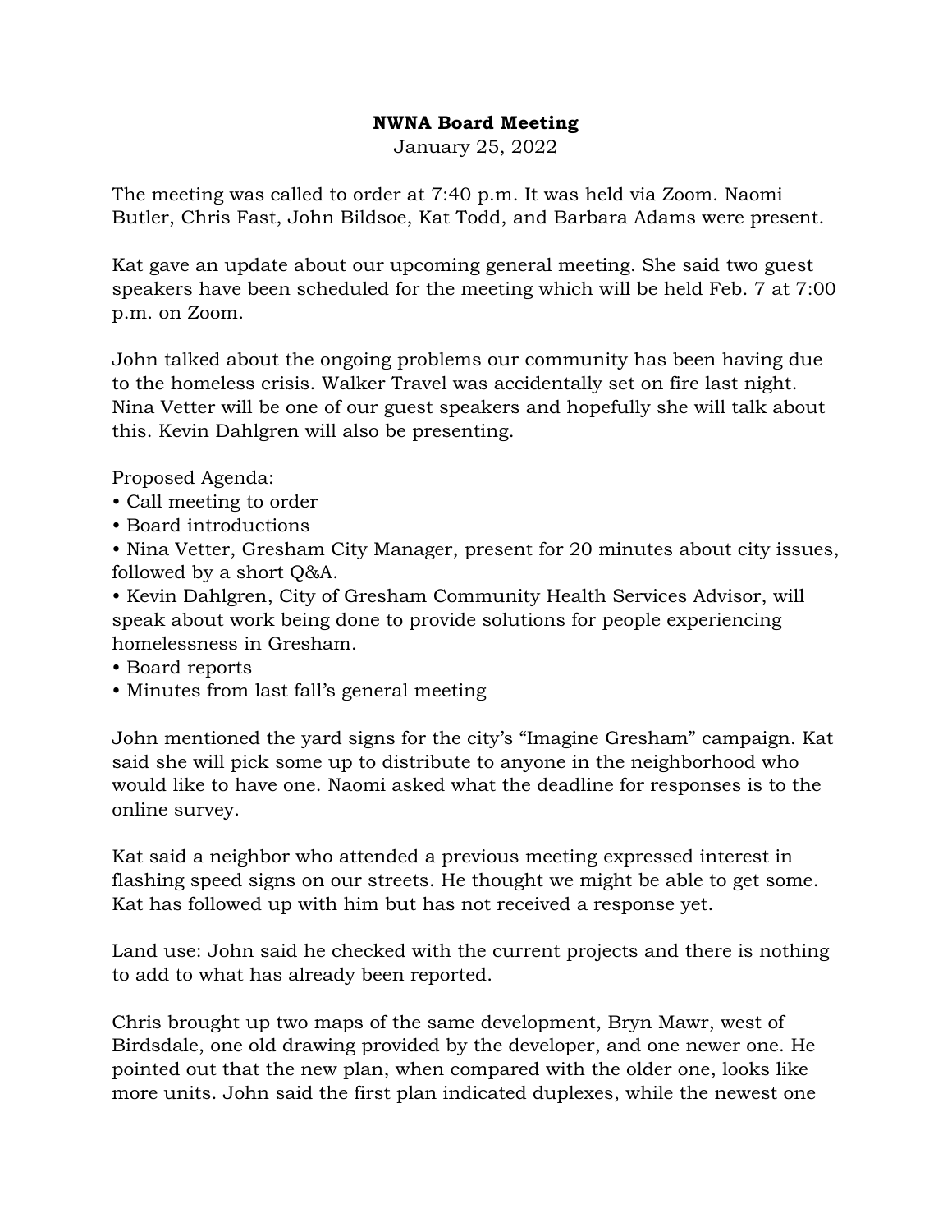**NWNA Board Meeting**

January 25, 2022

The meeting was called to order at 7:40 p.m. It was held via Zoom. Naomi Butler, Chris Fast, John Bildsoe, Kat Todd, and Barbara Adams were present.

Kat gave an update about our upcoming general meeting. She said two guest speakers have been scheduled for the meeting which will be held Feb. 7 at 7:00 p.m. on Zoom.

John talked about the ongoing problems our community has been having due to the homeless crisis. Walker Travel was accidentally set on fire last night. Nina Vetter will be one of our guest speakers and hopefully she will talk about this. Kevin Dahlgren will also be presenting.

Proposed Agenda:

- Call meeting to order
- Board introductions
- Nina Vetter, Gresham City Manager, present for 20 minutes about city issues, followed by a short Q&A.
- Kevin Dahlgren, City of Gresham Community Health Services Advisor, will speak about work being done to provide solutions for people experiencing homelessness in Gresham.
- Board reports
- Minutes from last fall's general meeting

John mentioned the yard signs for the city's "Imagine Gresham" campaign. Kat said she will pick some up to distribute to anyone in the neighborhood who would like to have one. Naomi asked what the deadline for responses is to the online survey.

Kat said a neighbor who attended a previous meeting expressed interest in flashing speed signs on our streets. He thought we might be able to get some. Kat has followed up with him but has not received a response yet.

Land use: John said he checked with the current projects and there is nothing to add to what has already been reported.

Chris brought up two maps of the same development, Bryn Mawr, west of Birdsdale, one old drawing provided by the developer, and one newer one. He pointed out that the new plan, when compared with the older one, looks like more units. John said the first plan indicated duplexes, while the newest one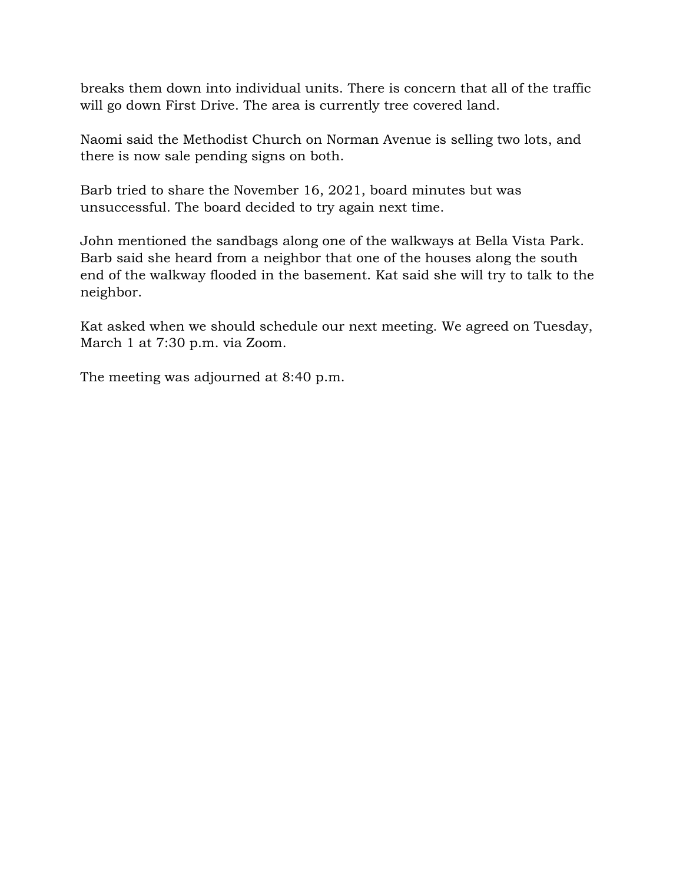breaks them down into individual units. There is concern that all of the traffic will go down First Drive. The area is currently tree covered land.

Naomi said the Methodist Church on Norman Avenue is selling two lots, and there is now sale pending signs on both.

Barb tried to share the November 16, 2021, board minutes but was unsuccessful. The board decided to try again next time.

John mentioned the sandbags along one of the walkways at Bella Vista Park. Barb said she heard from a neighbor that one of the houses along the south end of the walkway flooded in the basement. Kat said she will try to talk to the neighbor.

Kat asked when we should schedule our next meeting. We agreed on Tuesday, March 1 at 7:30 p.m. via Zoom.

The meeting was adjourned at 8:40 p.m.